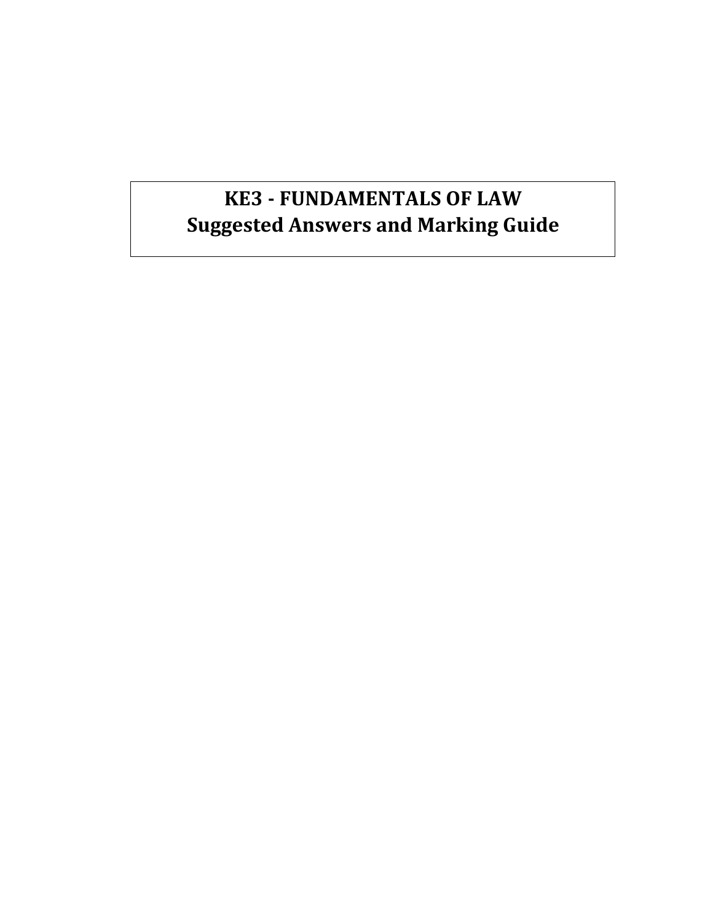# KE3 - FUNDAMENTALS OF LAW
# Suggested Answers and Marking Guide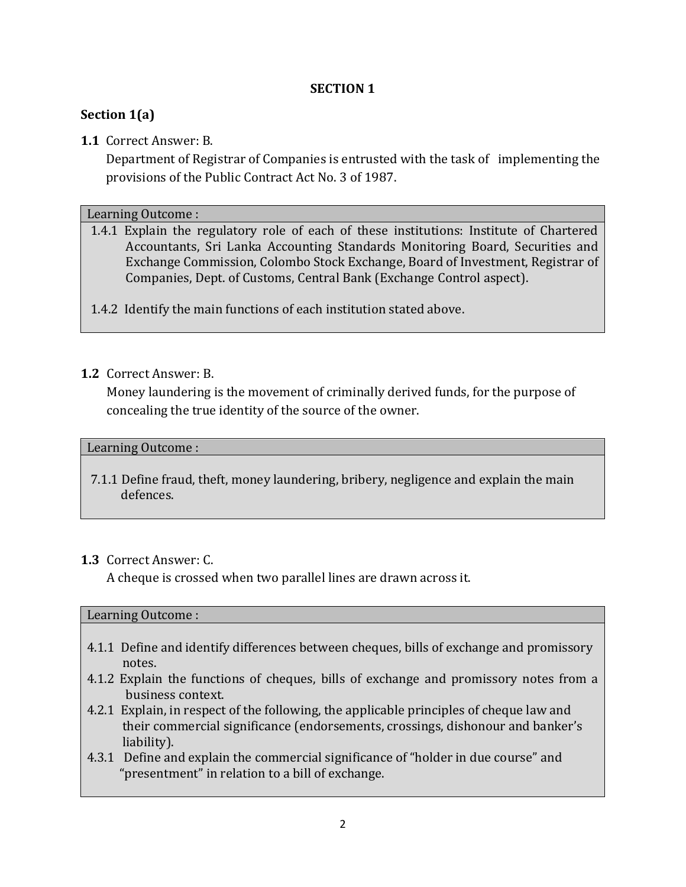# SECTION 1

## Section 1(a)

**1.1** Correct Answer: B.

Department of Registrar of Companies is entrusted with the task of implementing the provisions of the Public Contract Act No. 3 of 1987.

| Learning Outcome : |
|---|
| 1.4.1 Explain the regulatory role of each of these institutions: Institute of Chartered Accountants, Sri Lanka Accounting Standards Monitoring Board, Securities and Exchange Commission, Colombo Stock Exchange, Board of Investment, Registrar of Companies, Dept. of Customs, Central Bank (Exchange Control aspect).<br><br>1.4.2 Identify the main functions of each institution stated above. |

**1.2** Correct Answer: B.

Money laundering is the movement of criminally derived funds, for the purpose of concealing the true identity of the source of the owner.

| Learning Outcome : |
|---|
| 7.1.1 Define fraud, theft, money laundering, bribery, negligence and explain the main defences. |

**1.3** Correct Answer: C.

A cheque is crossed when two parallel lines are drawn across it.

| Learning Outcome : |
|---|
| 4.1.1 Define and identify differences between cheques, bills of exchange and promissory notes.<br>4.1.2 Explain the functions of cheques, bills of exchange and promissory notes from a business context.<br>4.2.1 Explain, in respect of the following, the applicable principles of cheque law and their commercial significance (endorsements, crossings, dishonour and banker's liability).<br>4.3.1 Define and explain the commercial significance of "holder in due course" and "presentment" in relation to a bill of exchange. |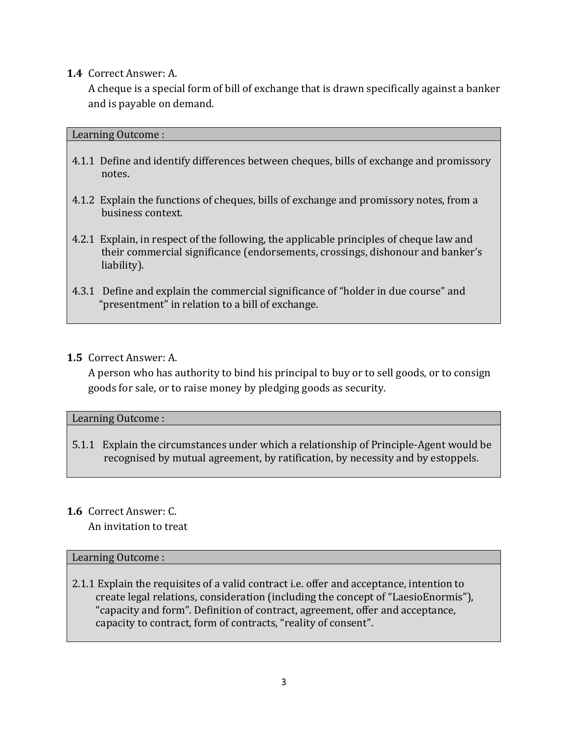**1.4** Correct Answer: A.

A cheque is a special form of bill of exchange that is drawn specifically against a banker and is payable on demand.

| Learning Outcome : |
|---|
| 4.1.1 Define and identify differences between cheques, bills of exchange and promissory notes.<br><br>4.1.2 Explain the functions of cheques, bills of exchange and promissory notes, from a business context.<br><br>4.2.1 Explain, in respect of the following, the applicable principles of cheque law and their commercial significance (endorsements, crossings, dishonour and banker's liability).<br><br>4.3.1 Define and explain the commercial significance of "holder in due course" and "presentment" in relation to a bill of exchange. |

**1.5** Correct Answer: A.

A person who has authority to bind his principal to buy or to sell goods, or to consign goods for sale, or to raise money by pledging goods as security.

| Learning Outcome : |
|---|
| 5.1.1 Explain the circumstances under which a relationship of Principle-Agent would be recognised by mutual agreement, by ratification, by necessity and by estoppels. |

**1.6** Correct Answer: C.

An invitation to treat

| Learning Outcome : |
|---|
| 2.1.1 Explain the requisites of a valid contract i.e. offer and acceptance, intention to create legal relations, consideration (including the concept of "LaesioEnormis"), "capacity and form". Definition of contract, agreement, offer and acceptance, capacity to contract, form of contracts, "reality of consent". |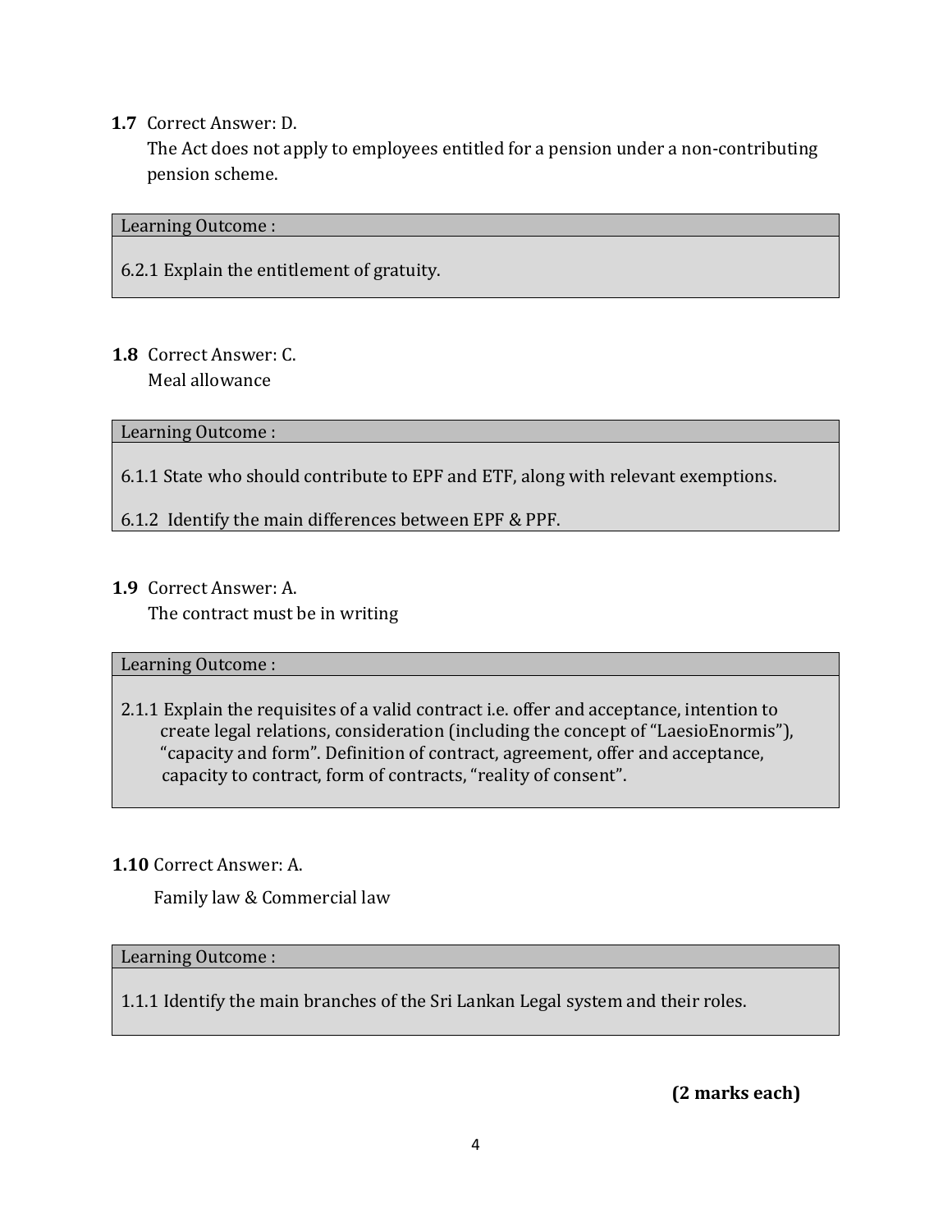**1.7** Correct Answer: D.

The Act does not apply to employees entitled for a pension under a non-contributing pension scheme.

| Learning Outcome : |
| --- |
| 6.2.1 Explain the entitlement of gratuity. |

**1.8** Correct Answer: C.

Meal allowance

| Learning Outcome : |
| --- |
| 6.1.1 State who should contribute to EPF and ETF, along with relevant exemptions.<br>6.1.2 Identify the main differences between EPF & PPF. |

**1.9** Correct Answer: A.

The contract must be in writing

| Learning Outcome : |
| --- |
| 2.1.1 Explain the requisites of a valid contract i.e. offer and acceptance, intention to create legal relations, consideration (including the concept of "LaesioEnormis"), "capacity and form". Definition of contract, agreement, offer and acceptance, capacity to contract, form of contracts, "reality of consent". |

**1.10** Correct Answer: A.

Family law & Commercial law

| Learning Outcome : |
| --- |
| 1.1.1 Identify the main branches of the Sri Lankan Legal system and their roles. |

**(2 marks each)**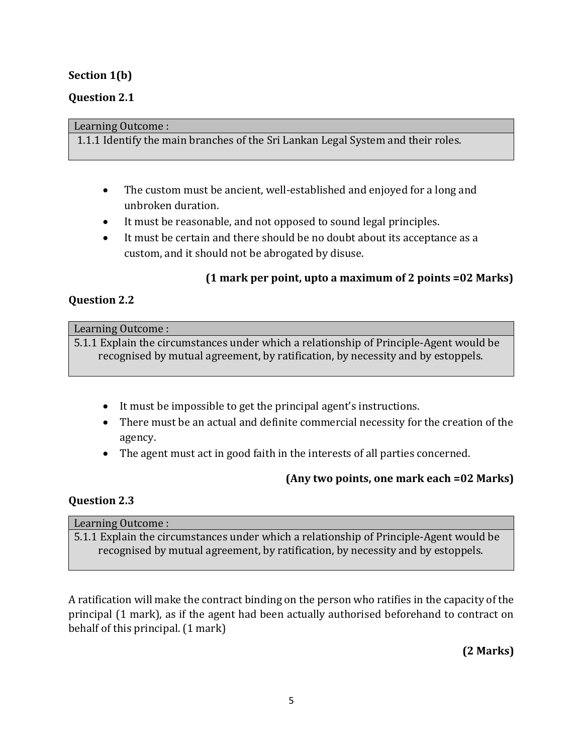**Section 1(b)**

**Question 2.1**

| Learning Outcome : |
|---|
| 1.1.1 Identify the main branches of the Sri Lankan Legal System and their roles. |

- The custom must be ancient, well-established and enjoyed for a long and unbroken duration.
- It must be reasonable, and not opposed to sound legal principles.
- It must be certain and there should be no doubt about its acceptance as a custom, and it should not be abrogated by disuse.

**(1 mark per point, upto a maximum of 2 points =02 Marks)**

**Question 2.2**

| Learning Outcome : |
|---|
| 5.1.1 Explain the circumstances under which a relationship of Principle-Agent would be recognised by mutual agreement, by ratification, by necessity and by estoppels. |

- It must be impossible to get the principal agent's instructions.
- There must be an actual and definite commercial necessity for the creation of the agency.
- The agent must act in good faith in the interests of all parties concerned.

**(Any two points, one mark each =02 Marks)**

**Question 2.3**

| Learning Outcome : |
|---|
| 5.1.1 Explain the circumstances under which a relationship of Principle-Agent would be recognised by mutual agreement, by ratification, by necessity and by estoppels. |

A ratification will make the contract binding on the person who ratifies in the capacity of the principal (1 mark), as if the agent had been actually authorised beforehand to contract on behalf of this principal. (1 mark)

**(2 Marks)**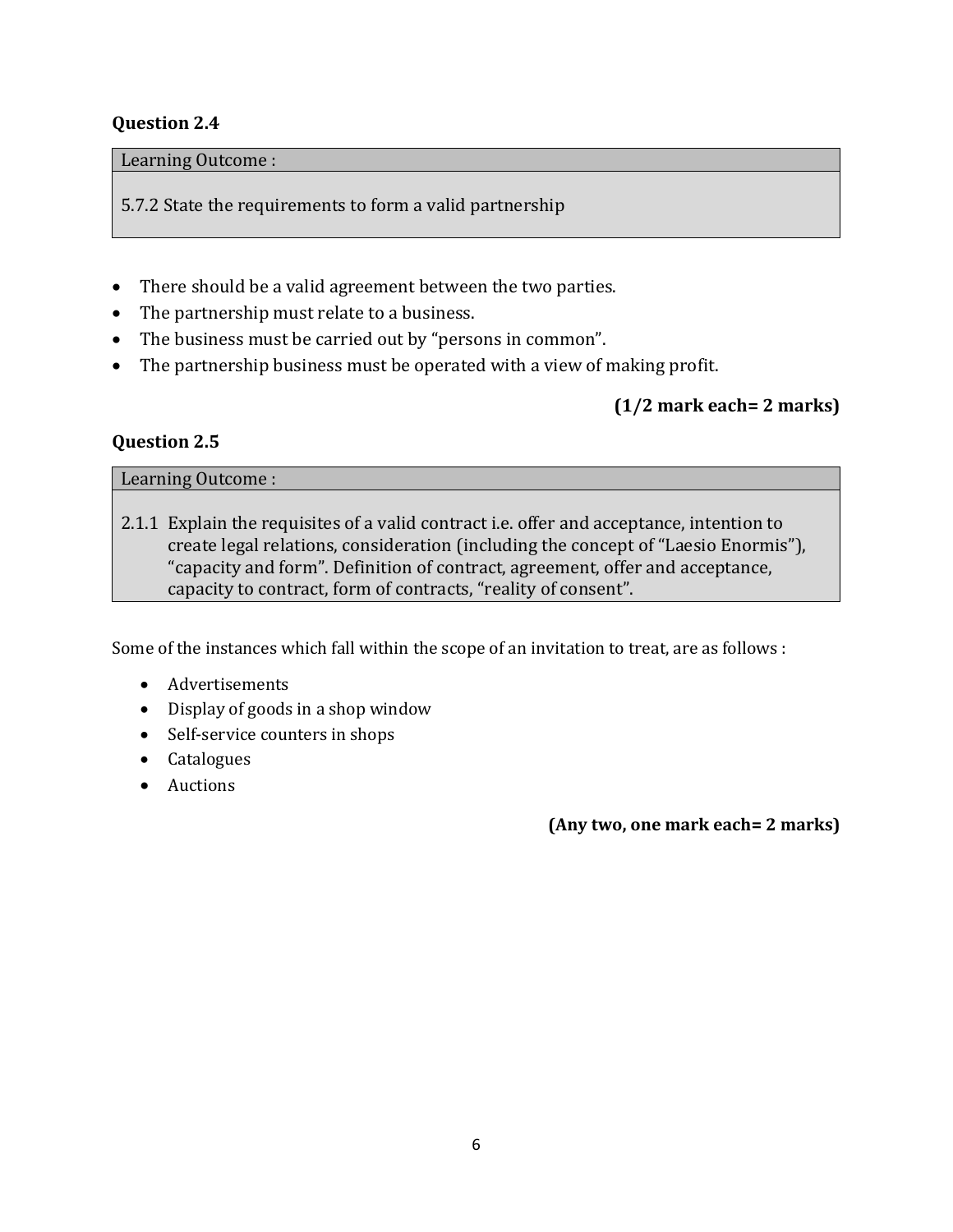**Question 2.4**

| Learning Outcome : |
| --- |
| 5.7.2 State the requirements to form a valid partnership |

- There should be a valid agreement between the two parties.
- The partnership must relate to a business.
- The business must be carried out by "persons in common".
- The partnership business must be operated with a view of making profit.

**(1/2 mark each= 2 marks)**

**Question 2.5**

| Learning Outcome : |
| --- |
| 2.1.1 Explain the requisites of a valid contract i.e. offer and acceptance, intention to create legal relations, consideration (including the concept of "Laesio Enormis"), "capacity and form". Definition of contract, agreement, offer and acceptance, capacity to contract, form of contracts, "reality of consent". |

Some of the instances which fall within the scope of an invitation to treat, are as follows :

- Advertisements
- Display of goods in a shop window
- Self-service counters in shops
- Catalogues
- Auctions

**(Any two, one mark each= 2 marks)**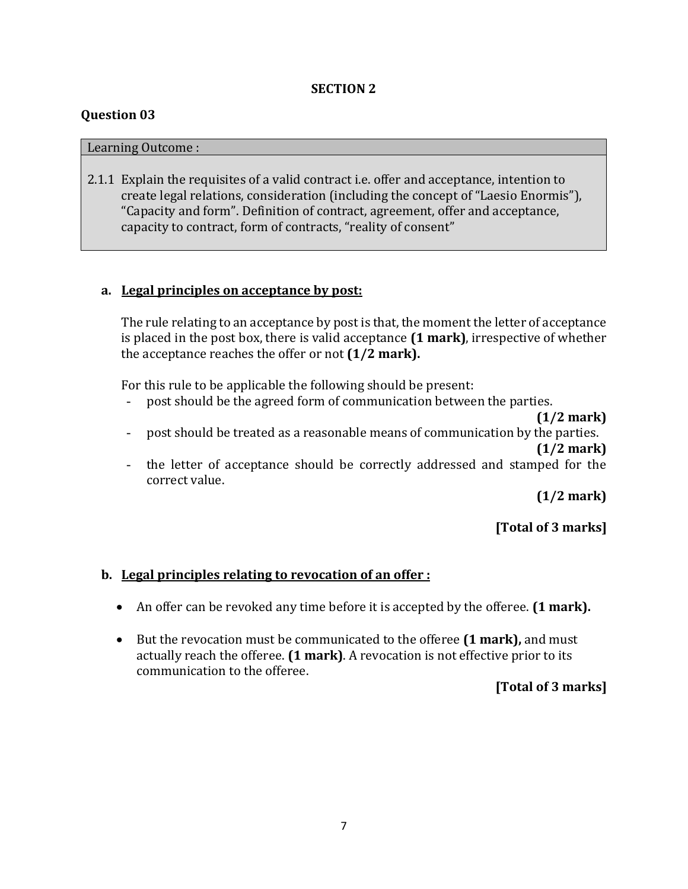## SECTION 2

### Question 03

| Learning Outcome : |
|---|
| 2.1.1 Explain the requisites of a valid contract i.e. offer and acceptance, intention to create legal relations, consideration (including the concept of "Laesio Enormis"), "Capacity and form". Definition of contract, agreement, offer and acceptance, capacity to contract, form of contracts, "reality of consent" |

**a. <u>Legal principles on acceptance by post:</u>**

The rule relating to an acceptance by post is that, the moment the letter of acceptance is placed in the post box, there is valid acceptance **(1 mark)**, irrespective of whether the acceptance reaches the offer or not **(1/2 mark).**

For this rule to be applicable the following should be present:

- post should be the agreed form of communication between the parties. **(1/2 mark)**
- post should be treated as a reasonable means of communication by the parties. **(1/2 mark)**
- the letter of acceptance should be correctly addressed and stamped for the correct value. **(1/2 mark)**

**[Total of 3 marks]**

**b. <u>Legal principles relating to revocation of an offer :</u>**

- An offer can be revoked any time before it is accepted by the offeree. **(1 mark).**
- But the revocation must be communicated to the offeree **(1 mark),** and must actually reach the offeree. **(1 mark)**. A revocation is not effective prior to its communication to the offeree.

**[Total of 3 marks]**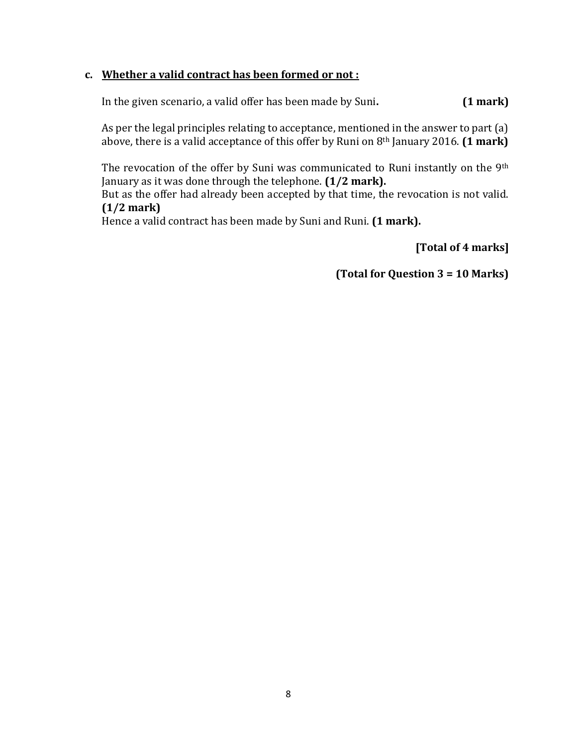**c. Whether a valid contract has been formed or not :**

In the given scenario, a valid offer has been made by Suni. **(1 mark)**

As per the legal principles relating to acceptance, mentioned in the answer to part (a) above, there is a valid acceptance of this offer by Runi on 8th January 2016. **(1 mark)**

The revocation of the offer by Suni was communicated to Runi instantly on the 9th January as it was done through the telephone. **(1/2 mark).**
But as the offer had already been accepted by that time, the revocation is not valid. **(1/2 mark)**
Hence a valid contract has been made by Suni and Runi. **(1 mark).**

**[Total of 4 marks]**

**(Total for Question 3 = 10 Marks)**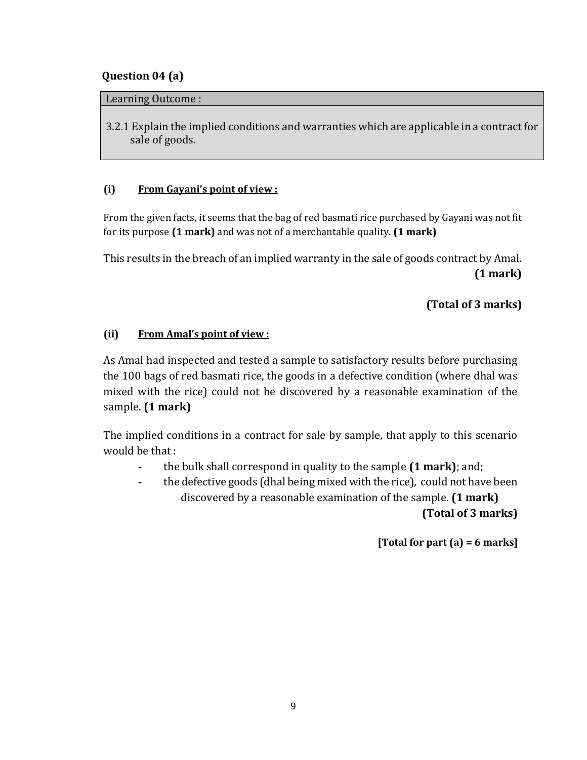**Question 04 (a)**

| Learning Outcome : |
| --- |
| 3.2.1 Explain the implied conditions and warranties which are applicable in a contract for sale of goods. |

**(i) <u>From Gayani's point of view :</u>**

From the given facts, it seems that the bag of red basmati rice purchased by Gayani was not fit for its purpose **(1 mark)** and was not of a merchantable quality. **(1 mark)**

This results in the breach of an implied warranty in the sale of goods contract by Amal. **(1 mark)**

**(Total of 3 marks)**

**(ii) <u>From Amal's point of view :</u>**

As Amal had inspected and tested a sample to satisfactory results before purchasing the 100 bags of red basmati rice, the goods in a defective condition (where dhal was mixed with the rice) could not be discovered by a reasonable examination of the sample. **(1 mark)**

The implied conditions in a contract for sale by sample, that apply to this scenario would be that :

- the bulk shall correspond in quality to the sample **(1 mark)**; and;
- the defective goods (dhal being mixed with the rice), could not have been discovered by a reasonable examination of the sample. **(1 mark)**

**(Total of 3 marks)**

**[Total for part (a) = 6 marks]**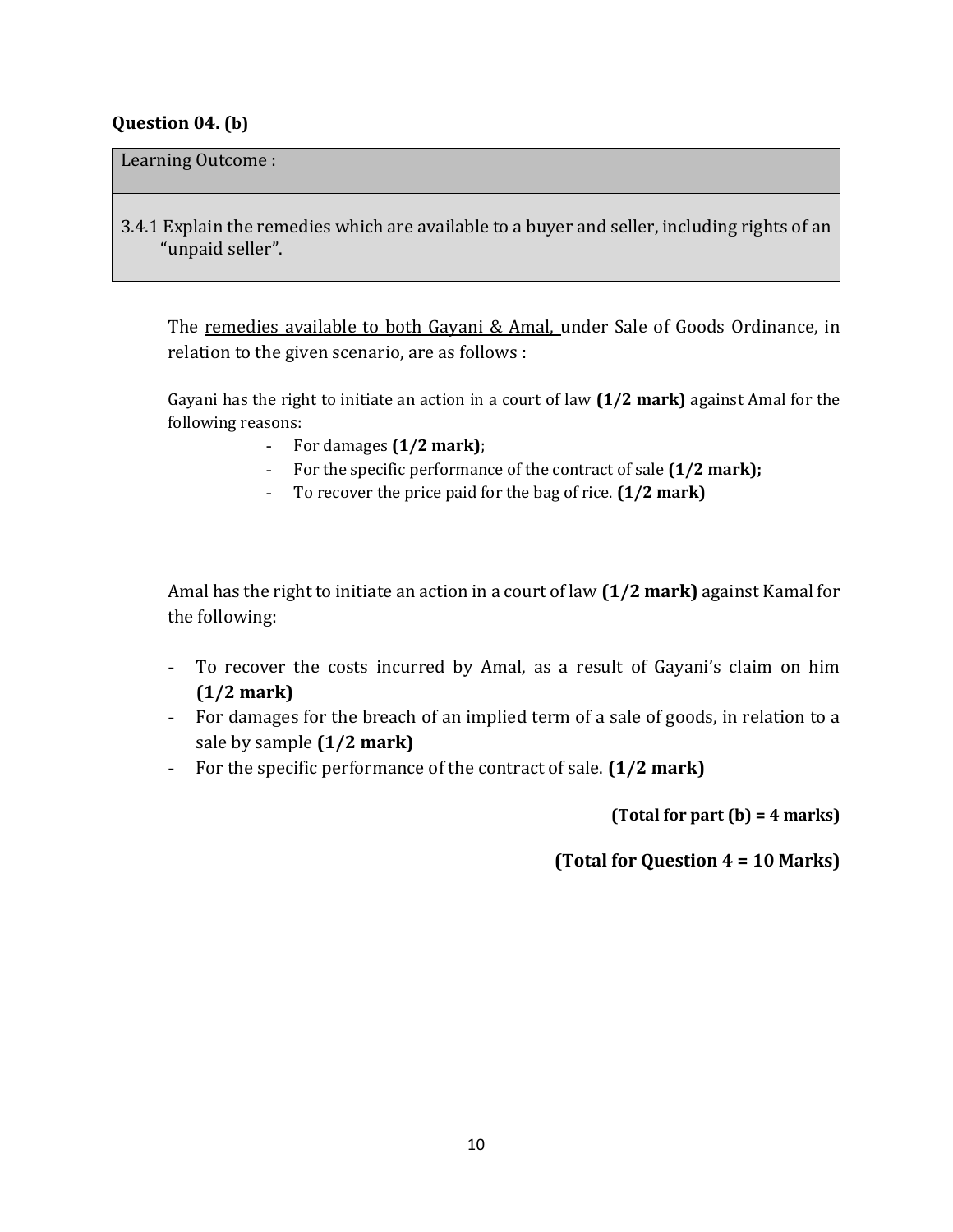**Question 04. (b)**

| Learning Outcome : |
| --- |
| 3.4.1 Explain the remedies which are available to a buyer and seller, including rights of an "unpaid seller". |

The remedies available to both Gayani & Amal, under Sale of Goods Ordinance, in relation to the given scenario, are as follows :

Gayani has the right to initiate an action in a court of law **(1/2 mark)** against Amal for the following reasons:

- For damages **(1/2 mark)**;
- For the specific performance of the contract of sale **(1/2 mark);**
- To recover the price paid for the bag of rice. **(1/2 mark)**

Amal has the right to initiate an action in a court of law **(1/2 mark)** against Kamal for the following:

- To recover the costs incurred by Amal, as a result of Gayani's claim on him **(1/2 mark)**
- For damages for the breach of an implied term of a sale of goods, in relation to a sale by sample **(1/2 mark)**
- For the specific performance of the contract of sale. **(1/2 mark)**

**(Total for part (b) = 4 marks)**

**(Total for Question 4 = 10 Marks)**